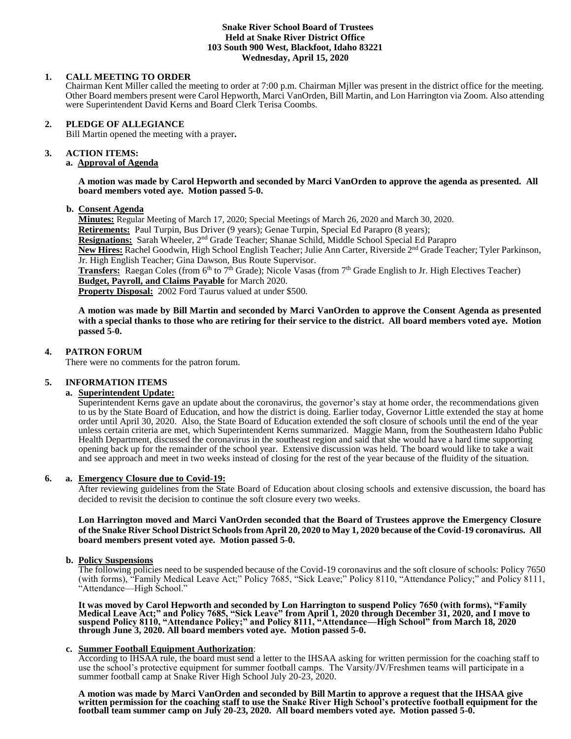**Snake River School Board of Trustees**
**Held at Snake River District Office**
**103 South 900 West, Blackfoot, Idaho 83221**
**Wednesday, April 15, 2020**

## 1. CALL MEETING TO ORDER

Chairman Kent Miller called the meeting to order at 7:00 p.m. Chairman Mjller was present in the district office for the meeting. Other Board members present were Carol Hepworth, Marci VanOrden, Bill Martin, and Lon Harrington via Zoom. Also attending were Superintendent David Kerns and Board Clerk Terisa Coombs.

## 2. PLEDGE OF ALLEGIANCE

Bill Martin opened the meeting with a prayer**.**

## 3. ACTION ITEMS:

### a. Approval of Agenda

**A motion was made by Carol Hepworth and seconded by Marci VanOrden to approve the agenda as presented. All board members voted aye. Motion passed 5-0.**

### b. Consent Agenda

**Minutes:** Regular Meeting of March 17, 2020; Special Meetings of March 26, 2020 and March 30, 2020.
**Retirements:** Paul Turpin, Bus Driver (9 years); Genae Turpin, Special Ed Parapro (8 years);
**Resignations:** Sarah Wheeler, 2nd Grade Teacher; Shanae Schild, Middle School Special Ed Parapro
**New Hires:** Rachel Goodwin, High School English Teacher; Julie Ann Carter, Riverside 2nd Grade Teacher; Tyler Parkinson, Jr. High English Teacher; Gina Dawson, Bus Route Supervisor.
**Transfers:** Raegan Coles (from 6th to 7th Grade); Nicole Vasas (from 7th Grade English to Jr. High Electives Teacher)
**Budget, Payroll, and Claims Payable** for March 2020.
**Property Disposal:** 2002 Ford Taurus valued at under $500.

**A motion was made by Bill Martin and seconded by Marci VanOrden to approve the Consent Agenda as presented with a special thanks to those who are retiring for their service to the district. All board members voted aye. Motion passed 5-0.**

## 4. PATRON FORUM

There were no comments for the patron forum.

## 5. INFORMATION ITEMS

### a. Superintendent Update:

Superintendent Kerns gave an update about the coronavirus, the governor's stay at home order, the recommendations given to us by the State Board of Education, and how the district is doing. Earlier today, Governor Little extended the stay at home order until April 30, 2020. Also, the State Board of Education extended the soft closure of schools until the end of the year unless certain criteria are met, which Superintendent Kerns summarized. Maggie Mann, from the Southeastern Idaho Public Health Department, discussed the coronavirus in the southeast region and said that she would have a hard time supporting opening back up for the remainder of the school year. Extensive discussion was held. The board would like to take a wait and see approach and meet in two weeks instead of closing for the rest of the year because of the fluidity of the situation.

## 6. a. Emergency Closure due to Covid-19:

After reviewing guidelines from the State Board of Education about closing schools and extensive discussion, the board has decided to revisit the decision to continue the soft closure every two weeks.

**Lon Harrington moved and Marci VanOrden seconded that the Board of Trustees approve the Emergency Closure of the Snake River School District Schools from April 20, 2020 to May 1, 2020 because of the Covid-19 coronavirus. All board members present voted aye. Motion passed 5-0.**

### b. Policy Suspensions

The following policies need to be suspended because of the Covid-19 coronavirus and the soft closure of schools: Policy 7650 (with forms), "Family Medical Leave Act;" Policy 7685, "Sick Leave;" Policy 8110, "Attendance Policy;" and Policy 8111, "Attendance—High School."

**It was moved by Carol Hepworth and seconded by Lon Harrington to suspend Policy 7650 (with forms), "Family Medical Leave Act;" and Policy 7685, "Sick Leave" from April 1, 2020 through December 31, 2020, and I move to suspend Policy 8110, "Attendance Policy;" and Policy 8111, "Attendance—High School" from March 18, 2020 through June 3, 2020. All board members voted aye. Motion passed 5-0.**

### c. Summer Football Equipment Authorization:

According to IHSAA rule, the board must send a letter to the IHSAA asking for written permission for the coaching staff to use the school's protective equipment for summer football camps. The Varsity/JV/Freshmen teams will participate in a summer football camp at Snake River High School July 20-23, 2020.

**A motion was made by Marci VanOrden and seconded by Bill Martin to approve a request that the IHSAA give written permission for the coaching staff to use the Snake River High School's protective football equipment for the football team summer camp on July 20-23, 2020. All board members voted aye. Motion passed 5-0.**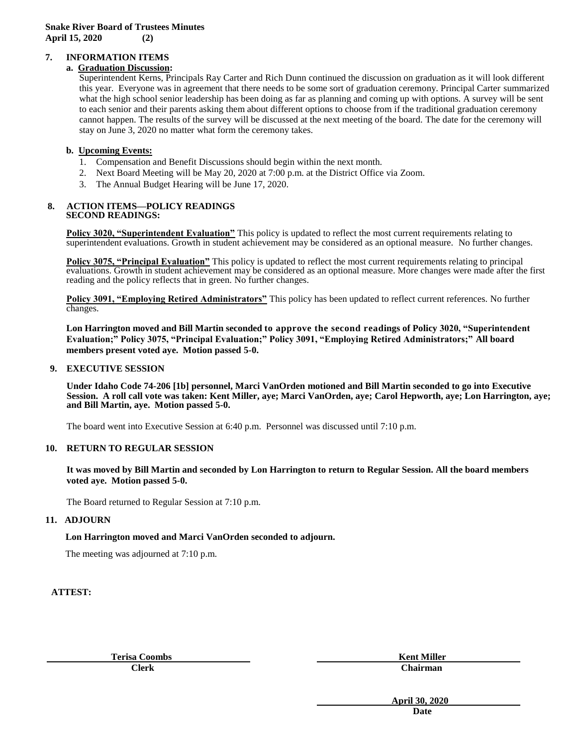## 7. INFORMATION ITEMS

### a. Graduation Discussion:

Superintendent Kerns, Principals Ray Carter and Rich Dunn continued the discussion on graduation as it will look different this year. Everyone was in agreement that there needs to be some sort of graduation ceremony. Principal Carter summarized what the high school senior leadership has been doing as far as planning and coming up with options. A survey will be sent to each senior and their parents asking them about different options to choose from if the traditional graduation ceremony cannot happen. The results of the survey will be discussed at the next meeting of the board. The date for the ceremony will stay on June 3, 2020 no matter what form the ceremony takes.

### b. Upcoming Events:

1. Compensation and Benefit Discussions should begin within the next month.
2. Next Board Meeting will be May 20, 2020 at 7:00 p.m. at the District Office via Zoom.
3. The Annual Budget Hearing will be June 17, 2020.

## 8. ACTION ITEMS—POLICY READINGS

### SECOND READINGS:

**Policy 3020, "Superintendent Evaluation"** This policy is updated to reflect the most current requirements relating to superintendent evaluations. Growth in student achievement may be considered as an optional measure. No further changes.

**Policy 3075, "Principal Evaluation"** This policy is updated to reflect the most current requirements relating to principal evaluations. Growth in student achievement may be considered as an optional measure. More changes were made after the first reading and the policy reflects that in green. No further changes.

**Policy 3091, "Employing Retired Administrators"** This policy has been updated to reflect current references. No further changes.

**Lon Harrington moved and Bill Martin seconded to approve the second readings of Policy 3020, "Superintendent Evaluation;" Policy 3075, "Principal Evaluation;" Policy 3091, "Employing Retired Administrators;" All board members present voted aye. Motion passed 5-0.**

## 9. EXECUTIVE SESSION

**Under Idaho Code 74-206 [1b] personnel, Marci VanOrden motioned and Bill Martin seconded to go into Executive Session. A roll call vote was taken: Kent Miller, aye; Marci VanOrden, aye; Carol Hepworth, aye; Lon Harrington, aye; and Bill Martin, aye. Motion passed 5-0.**

The board went into Executive Session at 6:40 p.m. Personnel was discussed until 7:10 p.m.

## 10. RETURN TO REGULAR SESSION

**It was moved by Bill Martin and seconded by Lon Harrington to return to Regular Session. All the board members voted aye. Motion passed 5-0.**

The Board returned to Regular Session at 7:10 p.m.

## 11. ADJOURN

**Lon Harrington moved and Marci VanOrden seconded to adjourn.**

The meeting was adjourned at 7:10 p.m.

**ATTEST:**

| | |
|---|---|
| **Terisa Coombs** | **Kent Miller** |
| **Clerk** | **Chairman** |
| | **April 30, 2020** |
| | **Date** |